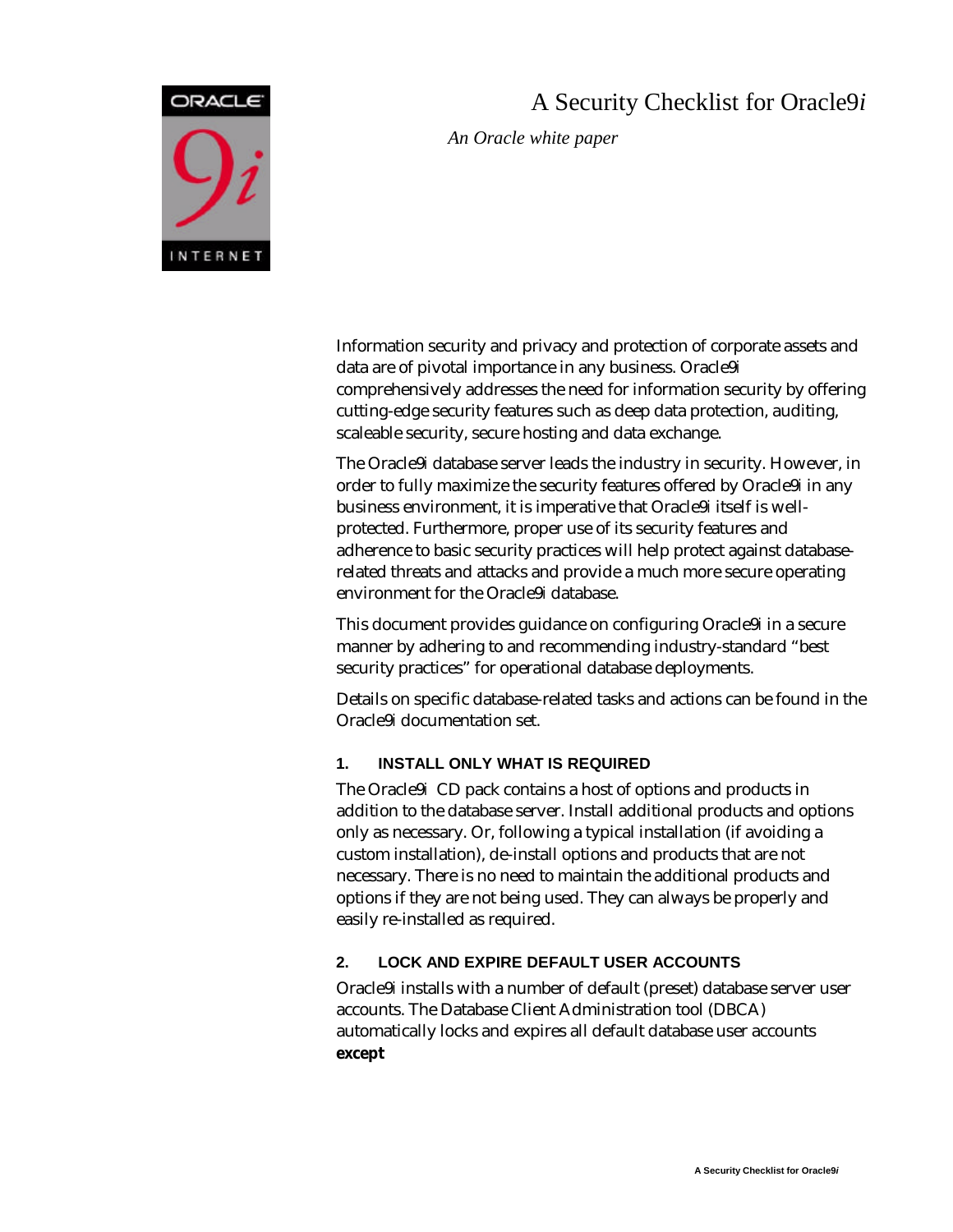# A Security Checklist for Oracle9*i*

*An Oracle white paper*

Information security and privacy and protection of corporate assets and data are of pivotal importance in any business. Oracle9i comprehensively addresses the need for information security by offering cutting-edge security features such as deep data protection, auditing, scaleable security, secure hosting and data exchange.

The Oracle9i database server leads the industry in security. However, in order to fully maximize the security features offered by Oracle9i in any business environment, it is imperative that Oracle9i itself is well-protected. Furthermore, proper use of its security features and adherence to basic security practices will help protect against database-related threats and attacks and provide a much more secure operating environment for the Oracle9i database.

This document provides guidance on configuring Oracle9i in a secure manner by adhering to and recommending industry-standard "best security practices" for operational database deployments.

Details on specific database-related tasks and actions can be found in the Oracle9i documentation set.

## 1. INSTALL ONLY WHAT IS REQUIRED

The Oracle9i CD pack contains a host of options and products in addition to the database server. Install additional products and options only as necessary. Or, following a typical installation (if avoiding a custom installation), de-install options and products that are not necessary. There is no need to maintain the additional products and options if they are not being used. They can always be properly and easily re-installed as required.

## 2. LOCK AND EXPIRE DEFAULT USER ACCOUNTS

Oracle9i installs with a number of default (preset) database server user accounts. The Database Client Administration tool (DBCA) automatically locks and expires all default database user accounts **except**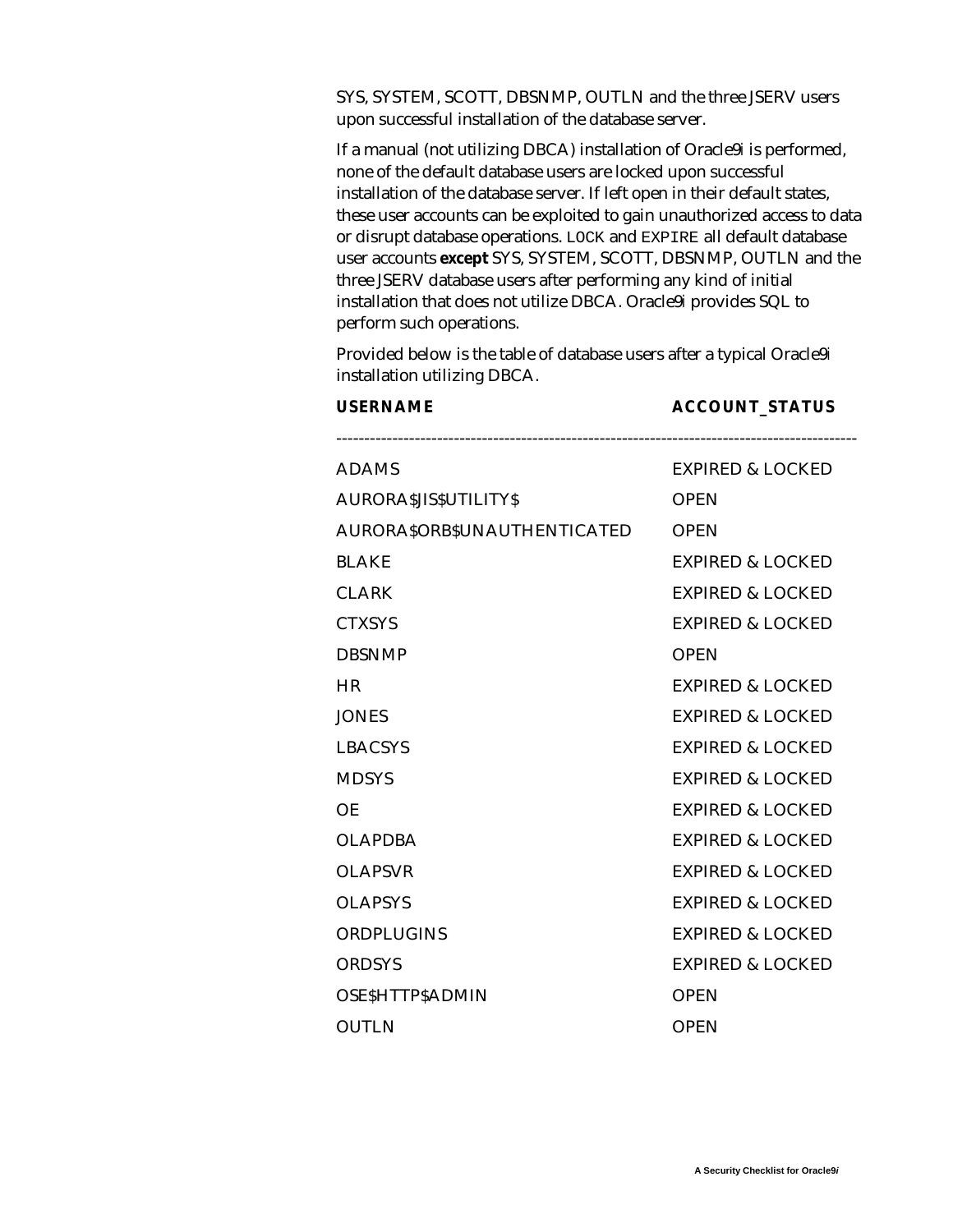SYS, SYSTEM, SCOTT, DBSNMP, OUTLN and the three JSERV users upon successful installation of the database server.

If a manual (not utilizing DBCA) installation of Oracle9i is performed, none of the default database users are locked upon successful installation of the database server. If left open in their default states, these user accounts can be exploited to gain unauthorized access to data or disrupt database operations. `LOCK` and `EXPIRE` all default database user accounts **except** SYS, SYSTEM, SCOTT, DBSNMP, OUTLN and the three JSERV database users after performing any kind of initial installation that does not utilize DBCA. Oracle9i provides SQL to perform such operations.

Provided below is the table of database users after a typical Oracle9i installation utilizing DBCA.

| USERNAME | ACCOUNT_STATUS |
| --- | --- |
| ADAMS | EXPIRED & LOCKED |
| AURORA$JIS$UTILITY$ | OPEN |
| AURORA$ORB$UNAUTHENTICATED | OPEN |
| BLAKE | EXPIRED & LOCKED |
| CLARK | EXPIRED & LOCKED |
| CTXSYS | EXPIRED & LOCKED |
| DBSNMP | OPEN |
| HR | EXPIRED & LOCKED |
| JONES | EXPIRED & LOCKED |
| LBACSYS | EXPIRED & LOCKED |
| MDSYS | EXPIRED & LOCKED |
| OE | EXPIRED & LOCKED |
| OLAPDBA | EXPIRED & LOCKED |
| OLAPSVR | EXPIRED & LOCKED |
| OLAPSYS | EXPIRED & LOCKED |
| ORDPLUGINS | EXPIRED & LOCKED |
| ORDSYS | EXPIRED & LOCKED |
| OSE$HTTP$ADMIN | OPEN |
| OUTLN | OPEN |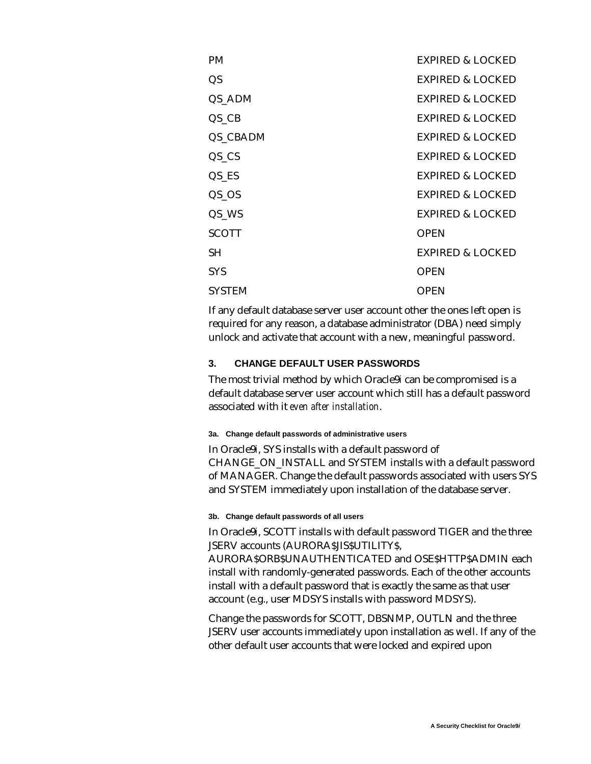| | |
|---|---|
| PM | EXPIRED & LOCKED |
| QS | EXPIRED & LOCKED |
| QS_ADM | EXPIRED & LOCKED |
| QS_CB | EXPIRED & LOCKED |
| QS_CBADM | EXPIRED & LOCKED |
| QS_CS | EXPIRED & LOCKED |
| QS_ES | EXPIRED & LOCKED |
| QS_OS | EXPIRED & LOCKED |
| QS_WS | EXPIRED & LOCKED |
| SCOTT | OPEN |
| SH | EXPIRED & LOCKED |
| SYS | OPEN |
| SYSTEM | OPEN |

If any default database server user account other the ones left open is required for any reason, a database administrator (DBA) need simply unlock and activate that account with a new, meaningful password.

## 3. CHANGE DEFAULT USER PASSWORDS

The most trivial method by which Oracle9i can be compromised is a default database server user account which still has a default password associated with it *even after installation*.

### 3a. Change default passwords of administrative users

In Oracle9i, SYS installs with a default password of CHANGE_ON_INSTALL and SYSTEM installs with a default password of MANAGER. Change the default passwords associated with users SYS and SYSTEM immediately upon installation of the database server.

### 3b. Change default passwords of all users

In Oracle9i, SCOTT installs with default password TIGER and the three JSERV accounts (AURORA$JIS$UTILITY$, AURORA$ORB$UNAUTHENTICATED and OSE$HTTP$ADMIN each install with randomly-generated passwords. Each of the other accounts install with a default password that is exactly the same as that user account (e.g., user MDSYS installs with password MDSYS).

Change the passwords for SCOTT, DBSNMP, OUTLN and the three JSERV user accounts immediately upon installation as well. If any of the other default user accounts that were locked and expired upon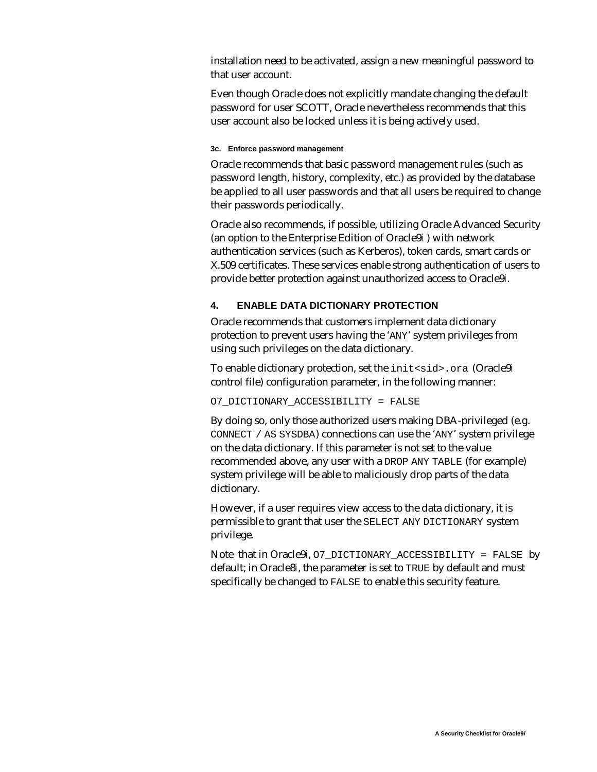installation need to be activated, assign a new meaningful password to that user account.

Even though Oracle does not explicitly mandate changing the default password for user SCOTT, Oracle nevertheless recommends that this user account also be locked unless it is being actively used.

#### 3c. Enforce password management

Oracle recommends that basic password management rules (such as password length, history, complexity, etc.) as provided by the database be applied to all user passwords and that all users be required to change their passwords periodically.

Oracle also recommends, if possible, utilizing Oracle Advanced Security (an option to the Enterprise Edition of Oracle9*i* ) with network authentication services (such as Kerberos), token cards, smart cards or X.509 certificates. These services enable strong authentication of users to provide better protection against unauthorized access to Oracle9*i*.

### 4. ENABLE DATA DICTIONARY PROTECTION

Oracle recommends that customers implement data dictionary protection to prevent users having the 'ANY' system privileges from using such privileges on the data dictionary.

To enable dictionary protection, set the `init<sid>.ora` (Oracle9*i* control file) configuration parameter, in the following manner:

```
O7_DICTIONARY_ACCESSIBILITY = FALSE
```

By doing so, only those authorized users making DBA-privileged (e.g. `CONNECT / AS SYSDBA`) connections can use the 'ANY' system privilege on the data dictionary. If this parameter is not set to the value recommended above, any user with a `DROP ANY TABLE` (for example) system privilege will be able to maliciously drop parts of the data dictionary.

However, if a user requires view access to the data dictionary, it is permissible to grant that user the `SELECT ANY DICTIONARY` system privilege.

Note that in Oracle9*i*, `O7_DICTIONARY_ACCESSIBILITY = FALSE` by default; in Oracle8*i*, the parameter is set to `TRUE` by default and must specifically be changed to `FALSE` to enable this security feature.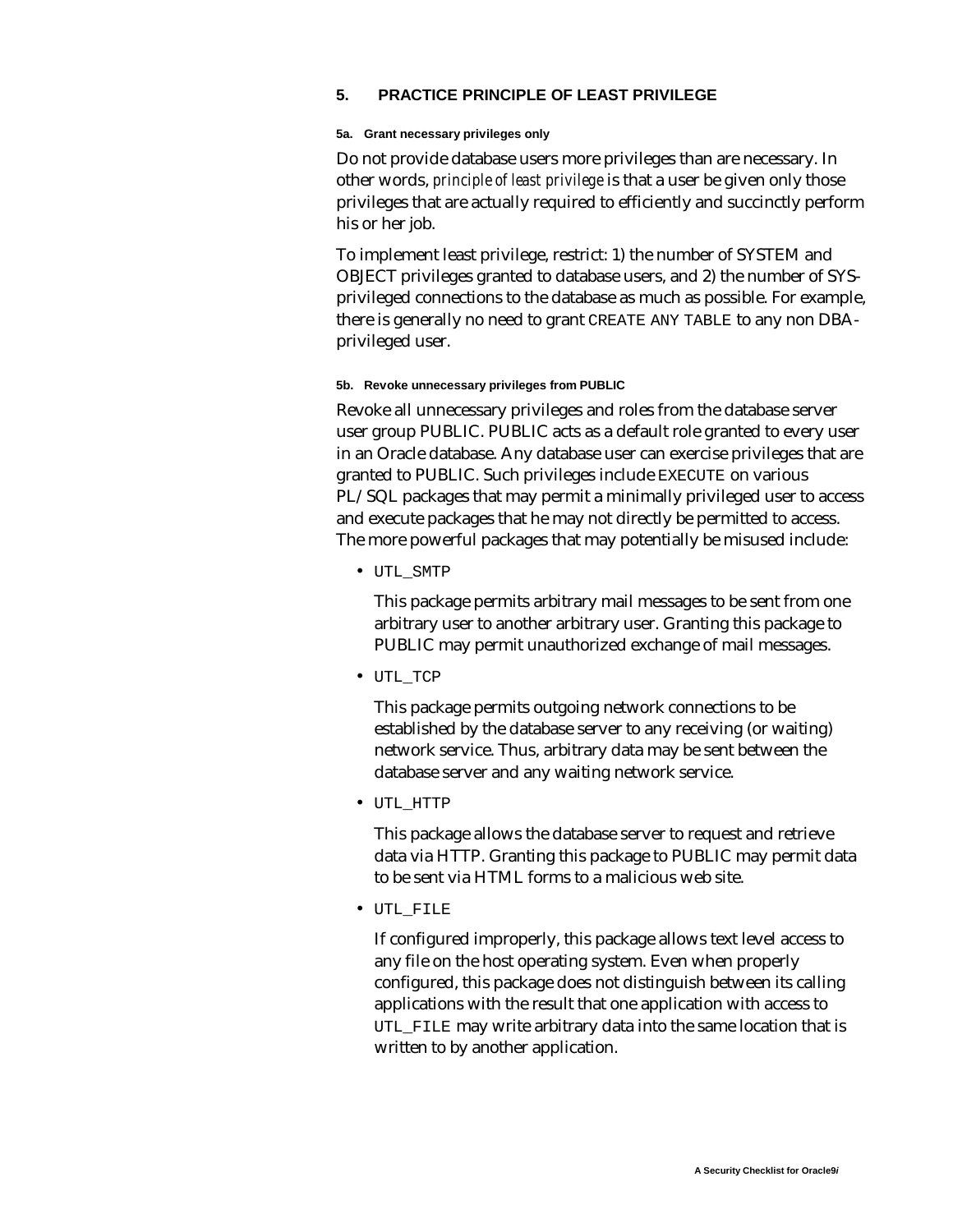## 5. PRACTICE PRINCIPLE OF LEAST PRIVILEGE

### 5a. Grant necessary privileges only

Do not provide database users more privileges than are necessary. In other words, *principle of least privilege* is that a user be given only those privileges that are actually required to efficiently and succinctly perform his or her job.

To implement least privilege, restrict: 1) the number of SYSTEM and OBJECT privileges granted to database users, and 2) the number of SYS-privileged connections to the database as much as possible. For example, there is generally no need to grant `CREATE ANY TABLE` to any non DBA-privileged user.

### 5b. Revoke unnecessary privileges from PUBLIC

Revoke all unnecessary privileges and roles from the database server user group PUBLIC. PUBLIC acts as a default role granted to every user in an Oracle database. Any database user can exercise privileges that are granted to PUBLIC. Such privileges include `EXECUTE` on various PL/SQL packages that may permit a minimally privileged user to access and execute packages that he may not directly be permitted to access. The more powerful packages that may potentially be misused include:

- `UTL_SMTP`

  This package permits arbitrary mail messages to be sent from one arbitrary user to another arbitrary user. Granting this package to PUBLIC may permit unauthorized exchange of mail messages.

- `UTL_TCP`

  This package permits outgoing network connections to be established by the database server to any receiving (or waiting) network service. Thus, arbitrary data may be sent between the database server and any waiting network service.

- `UTL_HTTP`

  This package allows the database server to request and retrieve data via HTTP. Granting this package to PUBLIC may permit data to be sent via HTML forms to a malicious web site.

- `UTL_FILE`

  If configured improperly, this package allows text level access to any file on the host operating system. Even when properly configured, this package does not distinguish between its calling applications with the result that one application with access to `UTL_FILE` may write arbitrary data into the same location that is written to by another application.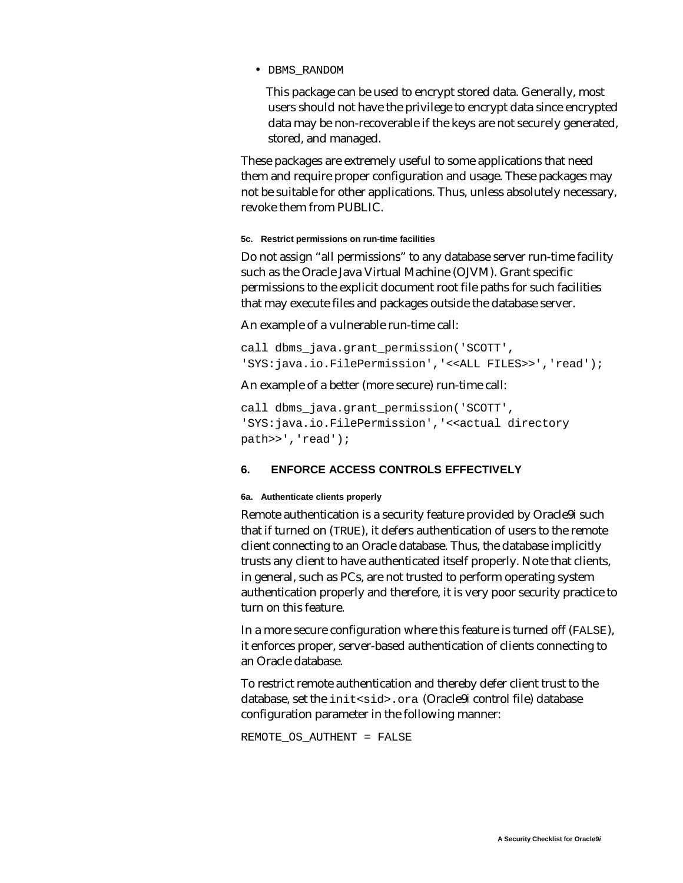- DBMS_RANDOM

  This package can be used to encrypt stored data. Generally, most users should not have the privilege to encrypt data since encrypted data may be non-recoverable if the keys are not securely generated, stored, and managed.

These packages are extremely useful to some applications that need them and require proper configuration and usage. These packages may not be suitable for other applications. Thus, unless absolutely necessary, revoke them from PUBLIC.

#### 5c. Restrict permissions on run-time facilities

Do not assign "all permissions" to any database server run-time facility such as the Oracle Java Virtual Machine (OJVM). Grant specific permissions to the explicit document root file paths for such facilities that may execute files and packages outside the database server.

An example of a vulnerable run-time call:

```
call dbms_java.grant_permission('SCOTT',
'SYS:java.io.FilePermission','<<ALL FILES>>','read');
```

An example of a better (more secure) run-time call:

```
call dbms_java.grant_permission('SCOTT',
'SYS:java.io.FilePermission','<<actual directory
path>>','read');
```

### 6. ENFORCE ACCESS CONTROLS EFFECTIVELY

#### 6a. Authenticate clients properly

Remote authentication is a security feature provided by Oracle9i such that if turned on (TRUE), it defers authentication of users to the remote client connecting to an Oracle database. Thus, the database implicitly trusts any client to have authenticated itself properly. Note that clients, in general, such as PCs, are not trusted to perform operating system authentication properly and therefore, it is very poor security practice to turn on this feature.

In a more secure configuration where this feature is turned off (FALSE), it enforces proper, server-based authentication of clients connecting to an Oracle database.

To restrict remote authentication and thereby defer client trust to the database, set the `init<sid>.ora` (Oracle9i control file) database configuration parameter in the following manner:

```
REMOTE_OS_AUTHENT = FALSE
```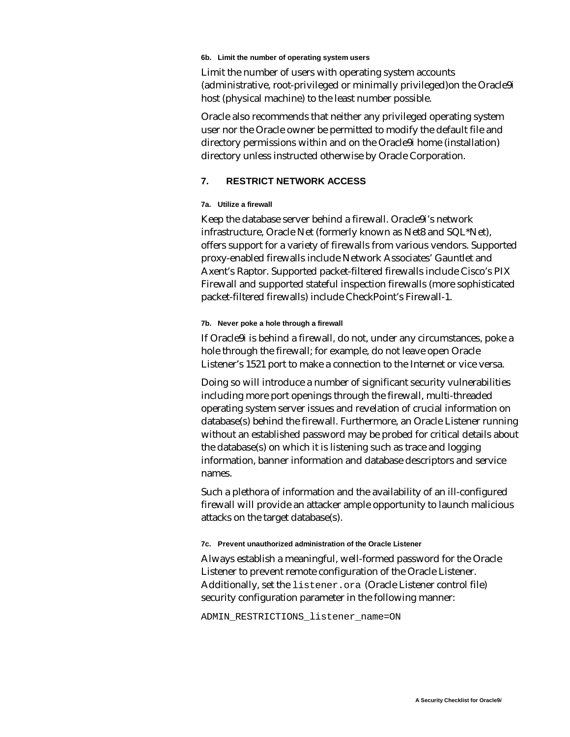#### 6b. Limit the number of operating system users

Limit the number of users with operating system accounts (administrative, root-privileged or minimally privileged)on the Oracle9*i* host (physical machine) to the least number possible.

Oracle also recommends that neither any privileged operating system user nor the Oracle owner be permitted to modify the default file and directory permissions within and on the Oracle9*i* home (installation) directory unless instructed otherwise by Oracle Corporation.

### 7. RESTRICT NETWORK ACCESS

#### 7a. Utilize a firewall

Keep the database server behind a firewall. Oracle9*i*'s network infrastructure, Oracle Net (formerly known as Net8 and SQL*Net), offers support for a variety of firewalls from various vendors. Supported proxy-enabled firewalls include Network Associates' Gauntlet and Axent's Raptor. Supported packet-filtered firewalls include Cisco's PIX Firewall and supported stateful inspection firewalls (more sophisticated packet-filtered firewalls) include CheckPoint's Firewall-1.

#### 7b. Never poke a hole through a firewall

If Oracle9*i* is behind a firewall, do not, under any circumstances, poke a hole through the firewall; for example, do not leave open Oracle Listener's 1521 port to make a connection to the Internet or vice versa.

Doing so will introduce a number of significant security vulnerabilities including more port openings through the firewall, multi-threaded operating system server issues and revelation of crucial information on database(s) behind the firewall. Furthermore, an Oracle Listener running without an established password may be probed for critical details about the database(s) on which it is listening such as trace and logging information, banner information and database descriptors and service names.

Such a plethora of information and the availability of an ill-configured firewall will provide an attacker ample opportunity to launch malicious attacks on the target database(s).

#### 7c. Prevent unauthorized administration of the Oracle Listener

Always establish a meaningful, well-formed password for the Oracle Listener to prevent remote configuration of the Oracle Listener. Additionally, set the `listener.ora` (Oracle Listener control file) security configuration parameter in the following manner:

```
ADMIN_RESTRICTIONS_listener_name=ON
```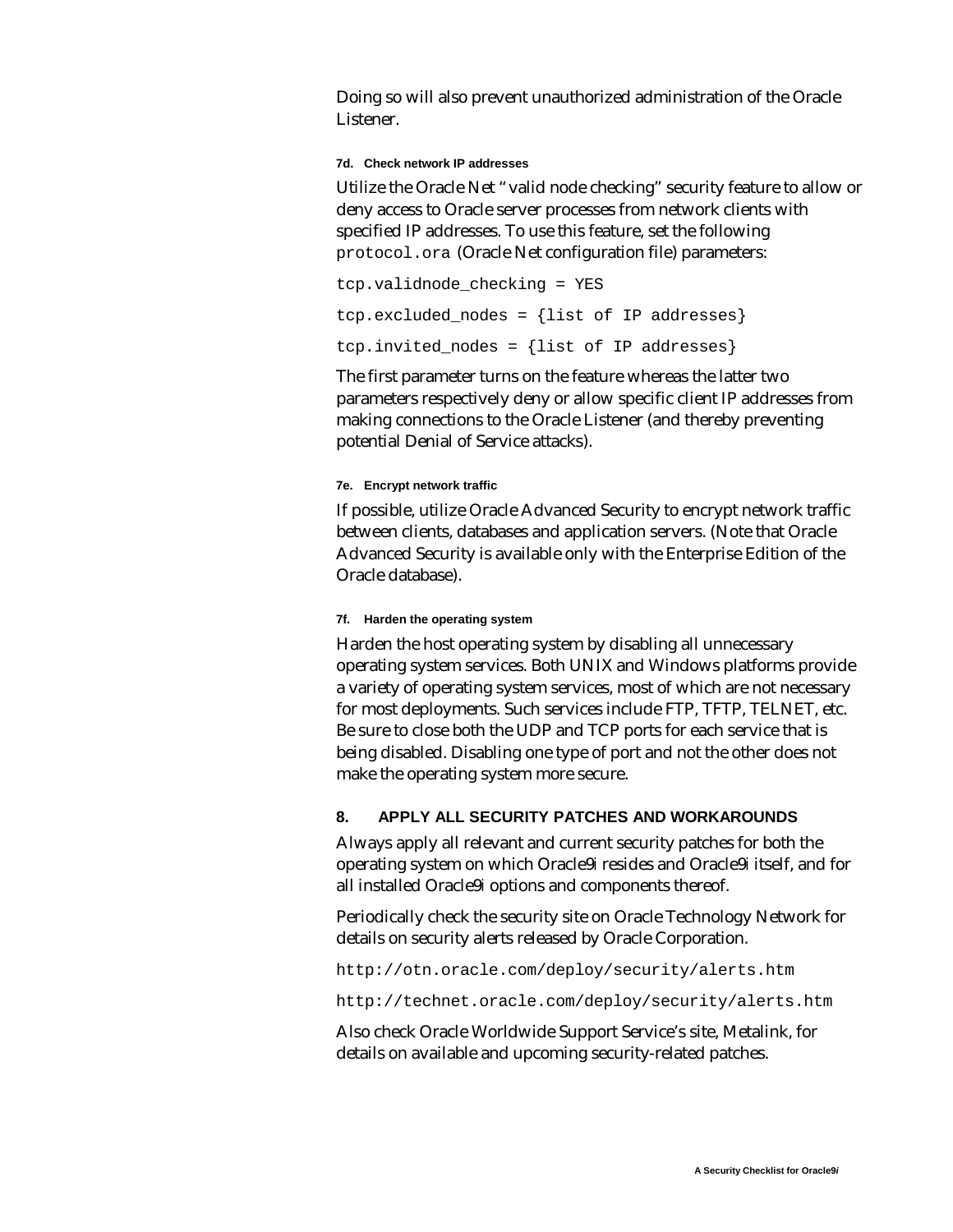Doing so will also prevent unauthorized administration of the Oracle Listener.

#### 7d. Check network IP addresses

Utilize the Oracle Net "valid node checking" security feature to allow or deny access to Oracle server processes from network clients with specified IP addresses. To use this feature, set the following `protocol.ora` (Oracle Net configuration file) parameters:

```
tcp.validnode_checking = YES

tcp.excluded_nodes = {list of IP addresses}

tcp.invited_nodes = {list of IP addresses}
```

The first parameter turns on the feature whereas the latter two parameters respectively deny or allow specific client IP addresses from making connections to the Oracle Listener (and thereby preventing potential Denial of Service attacks).

#### 7e. Encrypt network traffic

If possible, utilize Oracle Advanced Security to encrypt network traffic between clients, databases and application servers. (Note that Oracle Advanced Security is available only with the Enterprise Edition of the Oracle database).

#### 7f. Harden the operating system

Harden the host operating system by disabling all unnecessary operating system services. Both UNIX and Windows platforms provide a variety of operating system services, most of which are not necessary for most deployments. Such services include FTP, TFTP, TELNET, etc. Be sure to close both the UDP and TCP ports for each service that is being disabled. Disabling one type of port and not the other does not make the operating system more secure.

### 8. APPLY ALL SECURITY PATCHES AND WORKAROUNDS

Always apply all relevant and current security patches for both the operating system on which Oracle9i resides and Oracle9i itself, and for all installed Oracle9i options and components thereof.

Periodically check the security site on Oracle Technology Network for details on security alerts released by Oracle Corporation.

```
http://otn.oracle.com/deploy/security/alerts.htm

http://technet.oracle.com/deploy/security/alerts.htm
```

Also check Oracle Worldwide Support Service's site, Metalink, for details on available and upcoming security-related patches.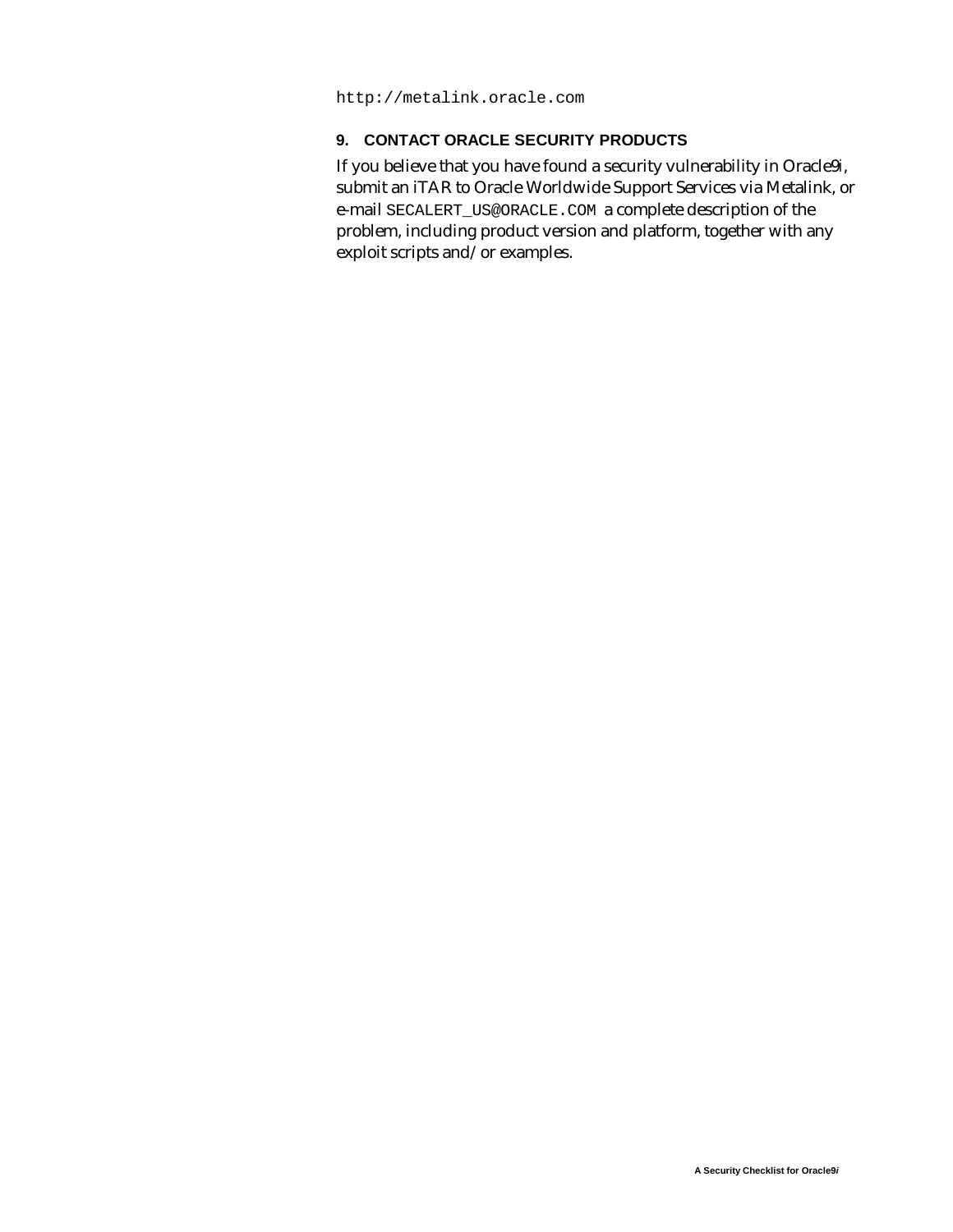```
http://metalink.oracle.com
```

### 9. CONTACT ORACLE SECURITY PRODUCTS

If you believe that you have found a security vulnerability in Oracle9*i*, submit an iTAR to Oracle Worldwide Support Services via Metalink, or e-mail `SECALERT_US@ORACLE.COM` a complete description of the problem, including product version and platform, together with any exploit scripts and/or examples.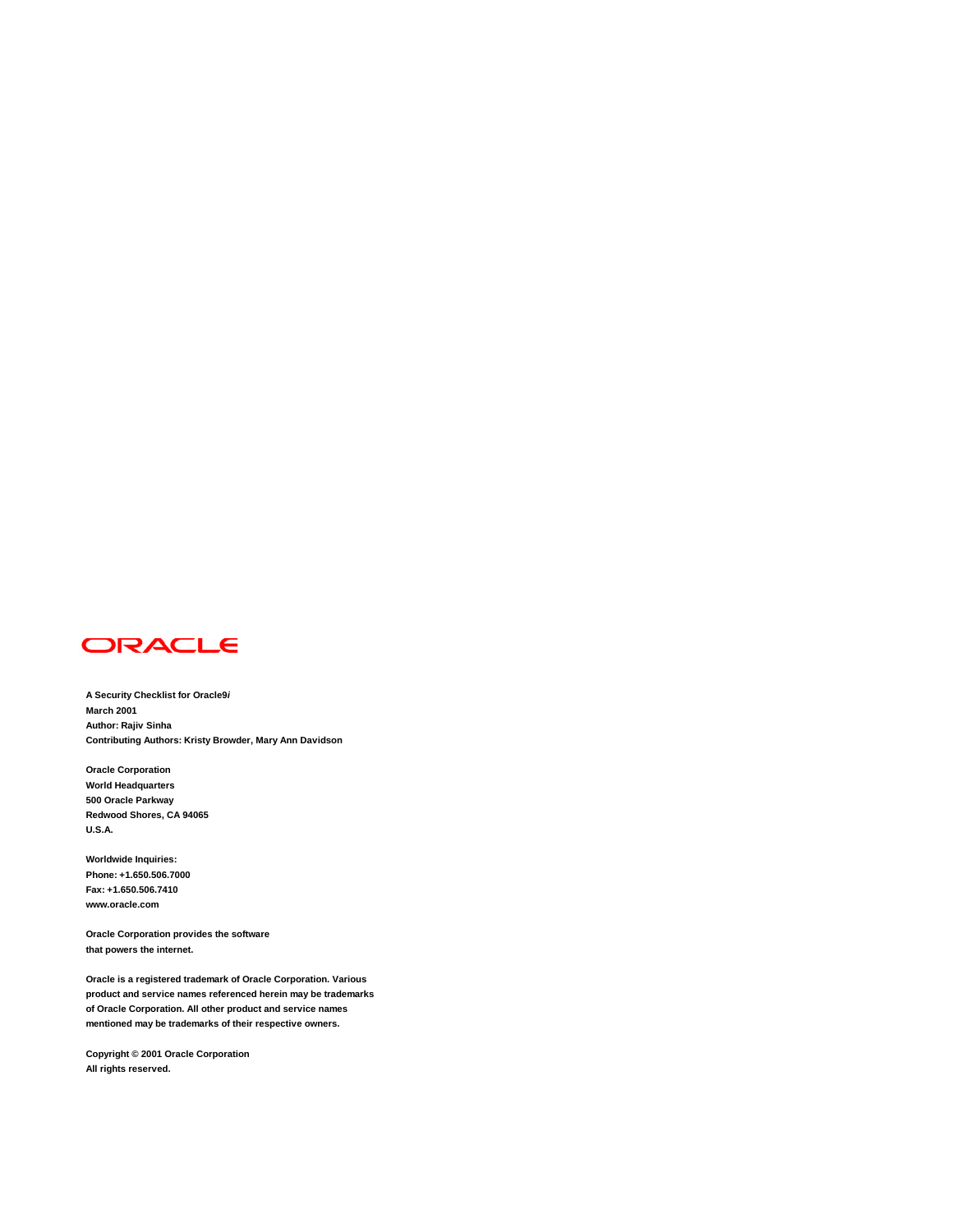ORACLE

**A Security Checklist for Oracle9*i***
**March 2001**
**Author: Rajiv Sinha**
**Contributing Authors: Kristy Browder, Mary Ann Davidson**

**Oracle Corporation**
**World Headquarters**
**500 Oracle Parkway**
**Redwood Shores, CA 94065**
**U.S.A.**

**Worldwide Inquiries:**
**Phone: +1.650.506.7000**
**Fax: +1.650.506.7410**
**www.oracle.com**

**Oracle Corporation provides the software**
**that powers the internet.**

**Oracle is a registered trademark of Oracle Corporation. Various**
**product and service names referenced herein may be trademarks**
**of Oracle Corporation. All other product and service names**
**mentioned may be trademarks of their respective owners.**

**Copyright © 2001 Oracle Corporation**
**All rights reserved.**